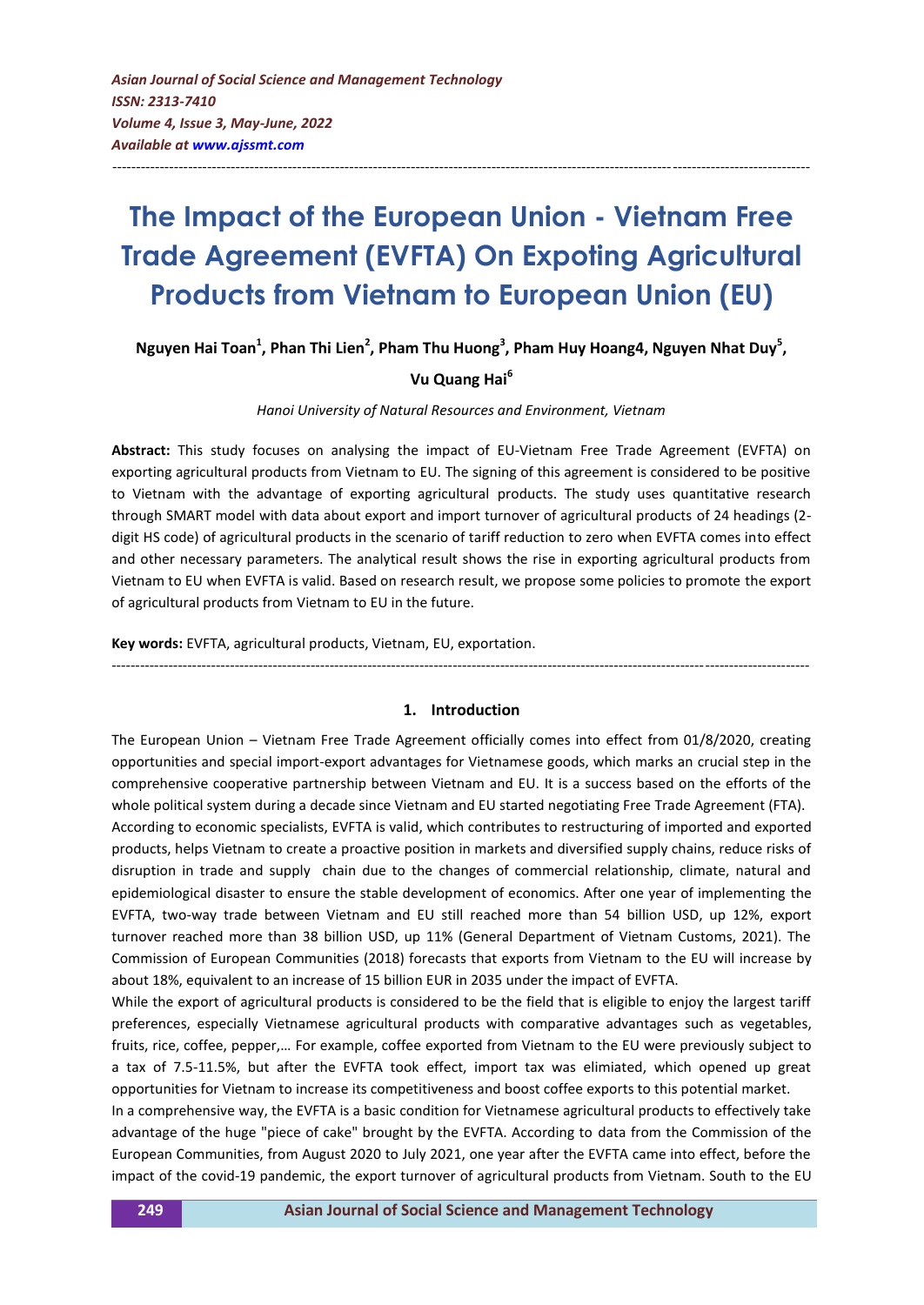# The Impact of the European Union - Vietnam Free Trade Agreement (EVFTA) On Expoting Agricultural Products from Vietnam to European Union (EU)

**Nguyen Hai Toan[1], Phan Thi Lien[2], Pham Thu Huong[3], Pham Huy Hoang4, Nguyen Nhat Duy[5], Vu Quang Hai[6]**

*Hanoi University of Natural Resources and Environment, Vietnam*

**Abstract:** This study focuses on analysing the impact of EU-Vietnam Free Trade Agreement (EVFTA) on exporting agricultural products from Vietnam to EU. The signing of this agreement is considered to be positive to Vietnam with the advantage of exporting agricultural products. The study uses quantitative research through SMART model with data about export and import turnover of agricultural products of 24 headings (2-digit HS code) of agricultural products in the scenario of tariff reduction to zero when EVFTA comes into effect and other necessary parameters. The analytical result shows the rise in exporting agricultural products from Vietnam to EU when EVFTA is valid. Based on research result, we propose some policies to promote the export of agricultural products from Vietnam to EU in the future.

**Key words:** EVFTA, agricultural products, Vietnam, EU, exportation.

## 1. Introduction

The European Union – Vietnam Free Trade Agreement officially comes into effect from 01/8/2020, creating opportunities and special import-export advantages for Vietnamese goods, which marks an crucial step in the comprehensive cooperative partnership between Vietnam and EU. It is a success based on the efforts of the whole political system during a decade since Vietnam and EU started negotiating Free Trade Agreement (FTA).

According to economic specialists, EVFTA is valid, which contributes to restructuring of imported and exported products, helps Vietnam to create a proactive position in markets and diversified supply chains, reduce risks of disruption in trade and supply chain due to the changes of commercial relationship, climate, natural and epidemiological disaster to ensure the stable development of economics. After one year of implementing the EVFTA, two-way trade between Vietnam and EU still reached more than 54 billion USD, up 12%, export turnover reached more than 38 billion USD, up 11% (General Department of Vietnam Customs, 2021). The Commission of European Communities (2018) forecasts that exports from Vietnam to the EU will increase by about 18%, equivalent to an increase of 15 billion EUR in 2035 under the impact of EVFTA.

While the export of agricultural products is considered to be the field that is eligible to enjoy the largest tariff preferences, especially Vietnamese agricultural products with comparative advantages such as vegetables, fruits, rice, coffee, pepper,… For example, coffee exported from Vietnam to the EU were previously subject to a tax of 7.5-11.5%, but after the EVFTA took effect, import tax was elimiated, which opened up great opportunities for Vietnam to increase its competitiveness and boost coffee exports to this potential market.

In a comprehensive way, the EVFTA is a basic condition for Vietnamese agricultural products to effectively take advantage of the huge "piece of cake" brought by the EVFTA. According to data from the Commission of the European Communities, from August 2020 to July 2021, one year after the EVFTA came into effect, before the impact of the covid-19 pandemic, the export turnover of agricultural products from Vietnam. South to the EU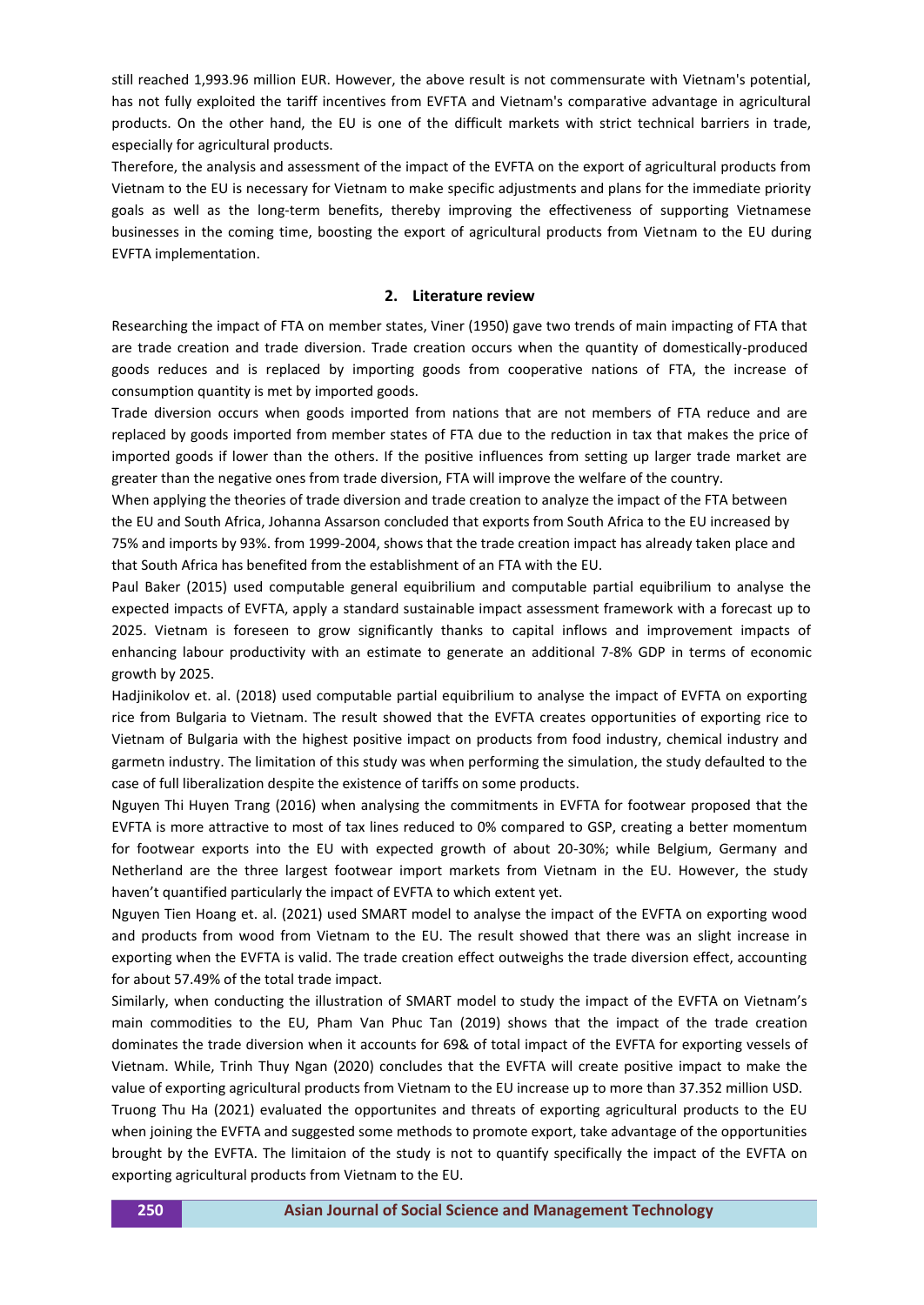still reached 1,993.96 million EUR. However, the above result is not commensurate with Vietnam's potential, has not fully exploited the tariff incentives from EVFTA and Vietnam's comparative advantage in agricultural products. On the other hand, the EU is one of the difficult markets with strict technical barriers in trade, especially for agricultural products.

Therefore, the analysis and assessment of the impact of the EVFTA on the export of agricultural products from Vietnam to the EU is necessary for Vietnam to make specific adjustments and plans for the immediate priority goals as well as the long-term benefits, thereby improving the effectiveness of supporting Vietnamese businesses in the coming time, boosting the export of agricultural products from Vietnam to the EU during EVFTA implementation.

## 2. Literature review

Researching the impact of FTA on member states, Viner (1950) gave two trends of main impacting of FTA that are trade creation and trade diversion. Trade creation occurs when the quantity of domestically-produced goods reduces and is replaced by importing goods from cooperative nations of FTA, the increase of consumption quantity is met by imported goods.

Trade diversion occurs when goods imported from nations that are not members of FTA reduce and are replaced by goods imported from member states of FTA due to the reduction in tax that makes the price of imported goods if lower than the others. If the positive influences from setting up larger trade market are greater than the negative ones from trade diversion, FTA will improve the welfare of the country.

When applying the theories of trade diversion and trade creation to analyze the impact of the FTA between the EU and South Africa, Johanna Assarson concluded that exports from South Africa to the EU increased by 75% and imports by 93%. from 1999-2004, shows that the trade creation impact has already taken place and that South Africa has benefited from the establishment of an FTA with the EU.

Paul Baker (2015) used computable general equibrilium and computable partial equibrilium to analyse the expected impacts of EVFTA, apply a standard sustainable impact assessment framework with a forecast up to 2025. Vietnam is foreseen to grow significantly thanks to capital inflows and improvement impacts of enhancing labour productivity with an estimate to generate an additional 7-8% GDP in terms of economic growth by 2025.

Hadjinikolov et. al. (2018) used computable partial equibrilium to analyse the impact of EVFTA on exporting rice from Bulgaria to Vietnam. The result showed that the EVFTA creates opportunities of exporting rice to Vietnam of Bulgaria with the highest positive impact on products from food industry, chemical industry and garmetn industry. The limitation of this study was when performing the simulation, the study defaulted to the case of full liberalization despite the existence of tariffs on some products.

Nguyen Thi Huyen Trang (2016) when analysing the commitments in EVFTA for footwear proposed that the EVFTA is more attractive to most of tax lines reduced to 0% compared to GSP, creating a better momentum for footwear exports into the EU with expected growth of about 20-30%; while Belgium, Germany and Netherland are the three largest footwear import markets from Vietnam in the EU. However, the study haven't quantified particularly the impact of EVFTA to which extent yet.

Nguyen Tien Hoang et. al. (2021) used SMART model to analyse the impact of the EVFTA on exporting wood and products from wood from Vietnam to the EU. The result showed that there was an slight increase in exporting when the EVFTA is valid. The trade creation effect outweighs the trade diversion effect, accounting for about 57.49% of the total trade impact.

Similarly, when conducting the illustration of SMART model to study the impact of the EVFTA on Vietnam's main commodities to the EU, Pham Van Phuc Tan (2019) shows that the impact of the trade creation dominates the trade diversion when it accounts for 69& of total impact of the EVFTA for exporting vessels of Vietnam. While, Trinh Thuy Ngan (2020) concludes that the EVFTA will create positive impact to make the value of exporting agricultural products from Vietnam to the EU increase up to more than 37.352 million USD.

Truong Thu Ha (2021) evaluated the opportunites and threats of exporting agricultural products to the EU when joining the EVFTA and suggested some methods to promote export, take advantage of the opportunities brought by the EVFTA. The limitaion of the study is not to quantify specifically the impact of the EVFTA on exporting agricultural products from Vietnam to the EU.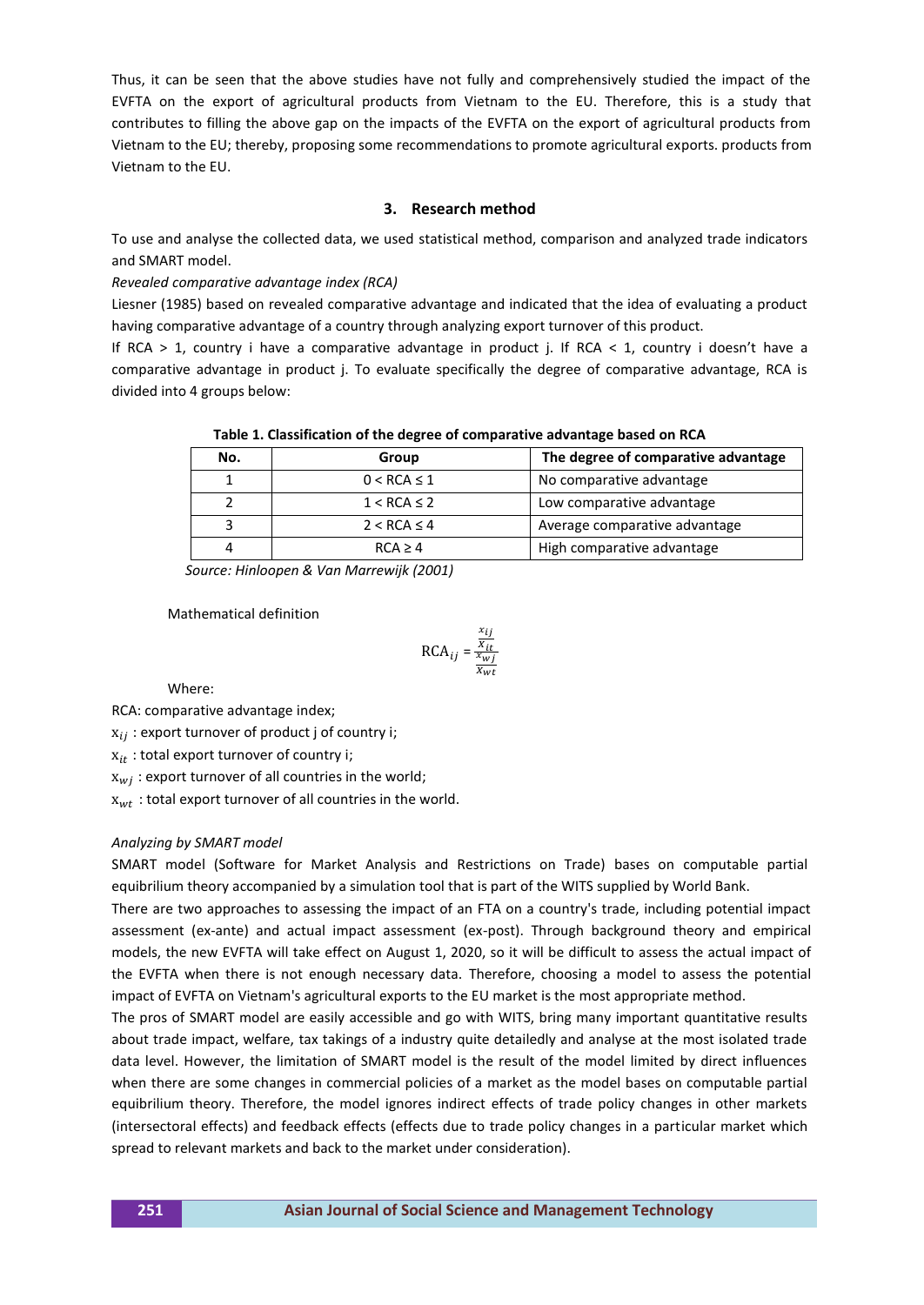Thus, it can be seen that the above studies have not fully and comprehensively studied the impact of the EVFTA on the export of agricultural products from Vietnam to the EU. Therefore, this is a study that contributes to filling the above gap on the impacts of the EVFTA on the export of agricultural products from Vietnam to the EU; thereby, proposing some recommendations to promote agricultural exports. products from Vietnam to the EU.

## 3. Research method

To use and analyse the collected data, we used statistical method, comparison and analyzed trade indicators and SMART model.

*Revealed comparative advantage index (RCA)*

Liesner (1985) based on revealed comparative advantage and indicated that the idea of evaluating a product having comparative advantage of a country through analyzing export turnover of this product.

If RCA > 1, country i have a comparative advantage in product j. If RCA < 1, country i doesn't have a comparative advantage in product j. To evaluate specifically the degree of comparative advantage, RCA is divided into 4 groups below:

**Table 1. Classification of the degree of comparative advantage based on RCA**

| No. | Group | The degree of comparative advantage |
|---|---|---|
| 1 | 0 < RCA ≤ 1 | No comparative advantage |
| 2 | 1 < RCA ≤ 2 | Low comparative advantage |
| 3 | 2 < RCA ≤ 4 | Average comparative advantage |
| 4 | RCA ≥ 4 | High comparative advantage |

*Source: Hinloopen & Van Marrewijk (2001)*

Mathematical definition

$$\mathrm{RCA}_{ij} = \frac{\frac{x_{ij}}{X_{it}}}{\frac{x_{wj}}{X_{wt}}}$$

Where:

RCA: comparative advantage index;

$x_{ij}$ : export turnover of product j of country i;

$x_{it}$ : total export turnover of country i;

$x_{wj}$ : export turnover of all countries in the world;

$x_{wt}$ : total export turnover of all countries in the world.

*Analyzing by SMART model*

SMART model (Software for Market Analysis and Restrictions on Trade) bases on computable partial equibrilium theory accompanied by a simulation tool that is part of the WITS supplied by World Bank.

There are two approaches to assessing the impact of an FTA on a country's trade, including potential impact assessment (ex-ante) and actual impact assessment (ex-post). Through background theory and empirical models, the new EVFTA will take effect on August 1, 2020, so it will be difficult to assess the actual impact of the EVFTA when there is not enough necessary data. Therefore, choosing a model to assess the potential impact of EVFTA on Vietnam's agricultural exports to the EU market is the most appropriate method.

The pros of SMART model are easily accessible and go with WITS, bring many important quantitative results about trade impact, welfare, tax takings of a industry quite detailedly and analyse at the most isolated trade data level. However, the limitation of SMART model is the result of the model limited by direct influences when there are some changes in commercial policies of a market as the model bases on computable partial equibrilium theory. Therefore, the model ignores indirect effects of trade policy changes in other markets (intersectoral effects) and feedback effects (effects due to trade policy changes in a particular market which spread to relevant markets and back to the market under consideration).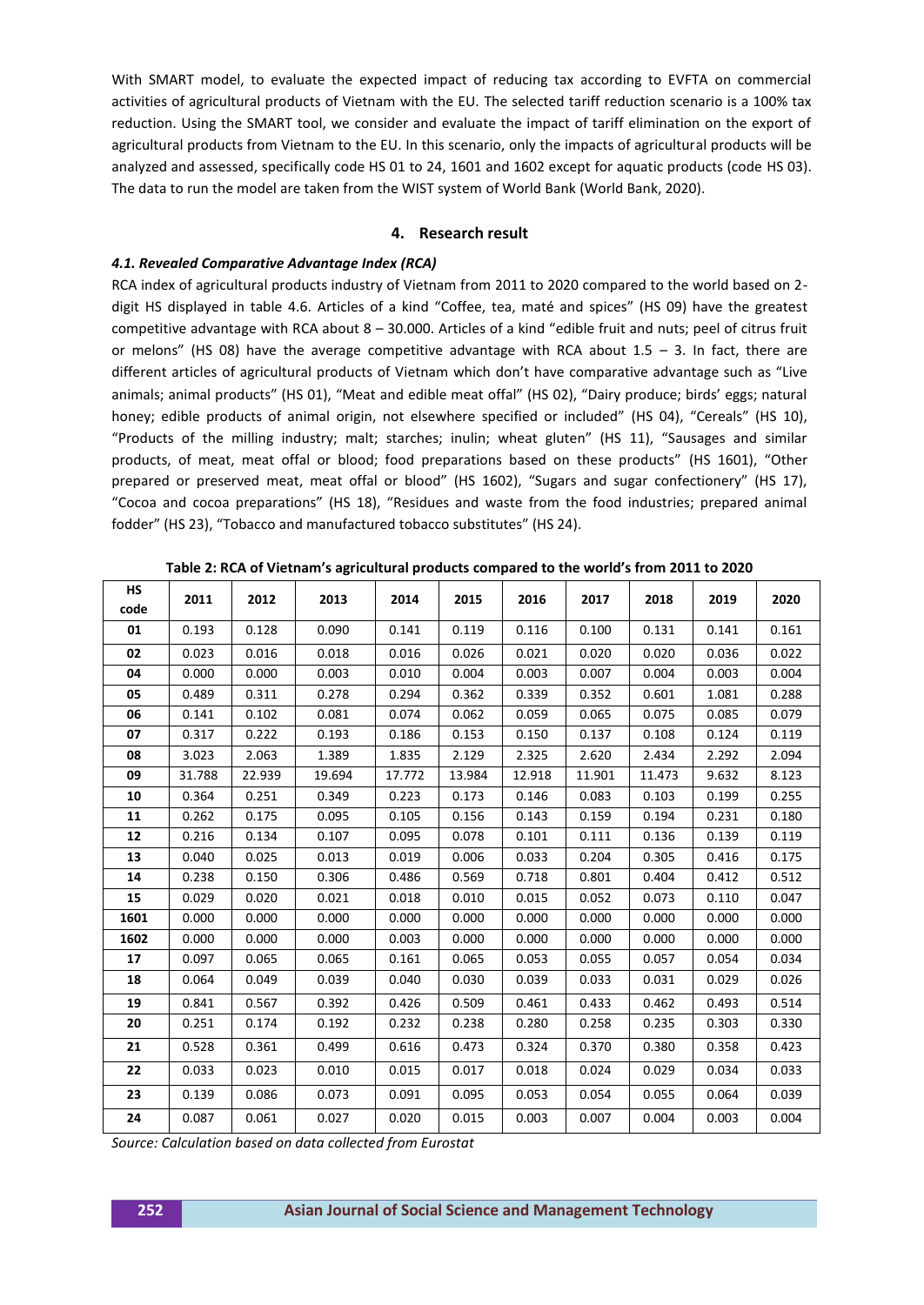With SMART model, to evaluate the expected impact of reducing tax according to EVFTA on commercial activities of agricultural products of Vietnam with the EU. The selected tariff reduction scenario is a 100% tax reduction. Using the SMART tool, we consider and evaluate the impact of tariff elimination on the export of agricultural products from Vietnam to the EU. In this scenario, only the impacts of agricultural products will be analyzed and assessed, specifically code HS 01 to 24, 1601 and 1602 except for aquatic products (code HS 03). The data to run the model are taken from the WIST system of World Bank (World Bank, 2020).

## 4. Research result

### *4.1. Revealed Comparative Advantage Index (RCA)*

RCA index of agricultural products industry of Vietnam from 2011 to 2020 compared to the world based on 2-digit HS displayed in table 4.6. Articles of a kind "Coffee, tea, maté and spices" (HS 09) have the greatest competitive advantage with RCA about 8 – 30.000. Articles of a kind "edible fruit and nuts; peel of citrus fruit or melons" (HS 08) have the average competitive advantage with RCA about 1.5 – 3. In fact, there are different articles of agricultural products of Vietnam which don't have comparative advantage such as "Live animals; animal products" (HS 01), "Meat and edible meat offal" (HS 02), "Dairy produce; birds' eggs; natural honey; edible products of animal origin, not elsewhere specified or included" (HS 04), "Cereals" (HS 10), "Products of the milling industry; malt; starches; inulin; wheat gluten" (HS 11), "Sausages and similar products, of meat, meat offal or blood; food preparations based on these products" (HS 1601), "Other prepared or preserved meat, meat offal or blood" (HS 1602), "Sugars and sugar confectionery" (HS 17), "Cocoa and cocoa preparations" (HS 18), "Residues and waste from the food industries; prepared animal fodder" (HS 23), "Tobacco and manufactured tobacco substitutes" (HS 24).

**Table 2: RCA of Vietnam's agricultural products compared to the world's from 2011 to 2020**

| HS code | 2011 | 2012 | 2013 | 2014 | 2015 | 2016 | 2017 | 2018 | 2019 | 2020 |
|---|---|---|---|---|---|---|---|---|---|---|
| **01** | 0.193 | 0.128 | 0.090 | 0.141 | 0.119 | 0.116 | 0.100 | 0.131 | 0.141 | 0.161 |
| **02** | 0.023 | 0.016 | 0.018 | 0.016 | 0.026 | 0.021 | 0.020 | 0.020 | 0.036 | 0.022 |
| **04** | 0.000 | 0.000 | 0.003 | 0.010 | 0.004 | 0.003 | 0.007 | 0.004 | 0.003 | 0.004 |
| **05** | 0.489 | 0.311 | 0.278 | 0.294 | 0.362 | 0.339 | 0.352 | 0.601 | 1.081 | 0.288 |
| **06** | 0.141 | 0.102 | 0.081 | 0.074 | 0.062 | 0.059 | 0.065 | 0.075 | 0.085 | 0.079 |
| **07** | 0.317 | 0.222 | 0.193 | 0.186 | 0.153 | 0.150 | 0.137 | 0.108 | 0.124 | 0.119 |
| **08** | 3.023 | 2.063 | 1.389 | 1.835 | 2.129 | 2.325 | 2.620 | 2.434 | 2.292 | 2.094 |
| **09** | 31.788 | 22.939 | 19.694 | 17.772 | 13.984 | 12.918 | 11.901 | 11.473 | 9.632 | 8.123 |
| **10** | 0.364 | 0.251 | 0.349 | 0.223 | 0.173 | 0.146 | 0.083 | 0.103 | 0.199 | 0.255 |
| **11** | 0.262 | 0.175 | 0.095 | 0.105 | 0.156 | 0.143 | 0.159 | 0.194 | 0.231 | 0.180 |
| **12** | 0.216 | 0.134 | 0.107 | 0.095 | 0.078 | 0.101 | 0.111 | 0.136 | 0.139 | 0.119 |
| **13** | 0.040 | 0.025 | 0.013 | 0.019 | 0.006 | 0.033 | 0.204 | 0.305 | 0.416 | 0.175 |
| **14** | 0.238 | 0.150 | 0.306 | 0.486 | 0.569 | 0.718 | 0.801 | 0.404 | 0.412 | 0.512 |
| **15** | 0.029 | 0.020 | 0.021 | 0.018 | 0.010 | 0.015 | 0.052 | 0.073 | 0.110 | 0.047 |
| **1601** | 0.000 | 0.000 | 0.000 | 0.000 | 0.000 | 0.000 | 0.000 | 0.000 | 0.000 | 0.000 |
| **1602** | 0.000 | 0.000 | 0.000 | 0.003 | 0.000 | 0.000 | 0.000 | 0.000 | 0.000 | 0.000 |
| **17** | 0.097 | 0.065 | 0.065 | 0.161 | 0.065 | 0.053 | 0.055 | 0.057 | 0.054 | 0.034 |
| **18** | 0.064 | 0.049 | 0.039 | 0.040 | 0.030 | 0.039 | 0.033 | 0.031 | 0.029 | 0.026 |
| **19** | 0.841 | 0.567 | 0.392 | 0.426 | 0.509 | 0.461 | 0.433 | 0.462 | 0.493 | 0.514 |
| **20** | 0.251 | 0.174 | 0.192 | 0.232 | 0.238 | 0.280 | 0.258 | 0.235 | 0.303 | 0.330 |
| **21** | 0.528 | 0.361 | 0.499 | 0.616 | 0.473 | 0.324 | 0.370 | 0.380 | 0.358 | 0.423 |
| **22** | 0.033 | 0.023 | 0.010 | 0.015 | 0.017 | 0.018 | 0.024 | 0.029 | 0.034 | 0.033 |
| **23** | 0.139 | 0.086 | 0.073 | 0.091 | 0.095 | 0.053 | 0.054 | 0.055 | 0.064 | 0.039 |
| **24** | 0.087 | 0.061 | 0.027 | 0.020 | 0.015 | 0.003 | 0.007 | 0.004 | 0.003 | 0.004 |

*Source: Calculation based on data collected from Eurostat*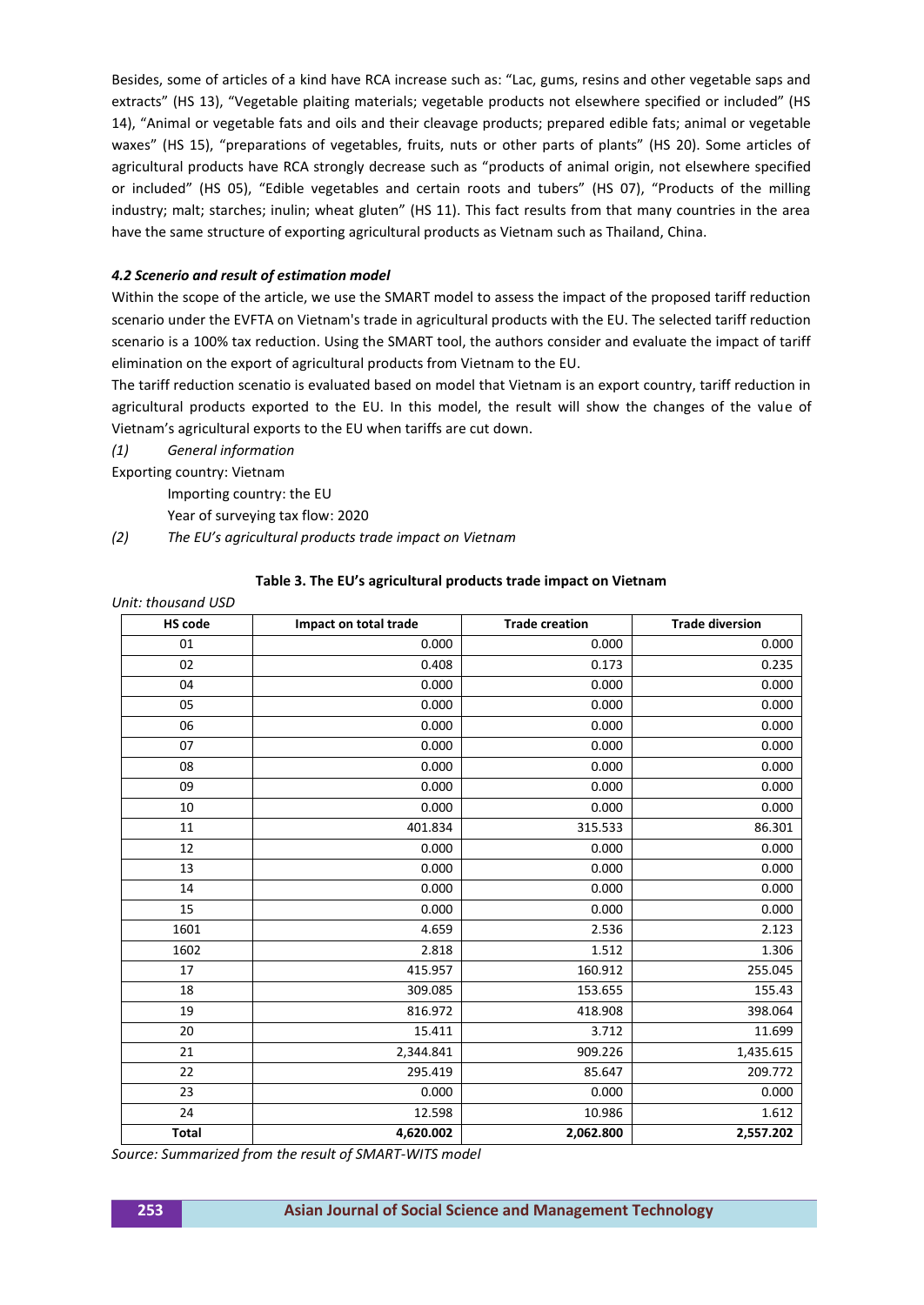Besides, some of articles of a kind have RCA increase such as: "Lac, gums, resins and other vegetable saps and extracts" (HS 13), "Vegetable plaiting materials; vegetable products not elsewhere specified or included" (HS 14), "Animal or vegetable fats and oils and their cleavage products; prepared edible fats; animal or vegetable waxes" (HS 15), "preparations of vegetables, fruits, nuts or other parts of plants" (HS 20). Some articles of agricultural products have RCA strongly decrease such as "products of animal origin, not elsewhere specified or included" (HS 05), "Edible vegetables and certain roots and tubers" (HS 07), "Products of the milling industry; malt; starches; inulin; wheat gluten" (HS 11). This fact results from that many countries in the area have the same structure of exporting agricultural products as Vietnam such as Thailand, China.

#### *4.2 Scenerio and result of estimation model*

Within the scope of the article, we use the SMART model to assess the impact of the proposed tariff reduction scenario under the EVFTA on Vietnam's trade in agricultural products with the EU. The selected tariff reduction scenario is a 100% tax reduction. Using the SMART tool, the authors consider and evaluate the impact of tariff elimination on the export of agricultural products from Vietnam to the EU.

The tariff reduction scenatio is evaluated based on model that Vietnam is an export country, tariff reduction in agricultural products exported to the EU. In this model, the result will show the changes of the value of Vietnam's agricultural exports to the EU when tariffs are cut down.

*(1) General information*

Exporting country: Vietnam

Importing country: the EU

Year of surveying tax flow: 2020

*(2) The EU's agricultural products trade impact on Vietnam*

**Table 3. The EU's agricultural products trade impact on Vietnam**

*Unit: thousand USD*

| HS code | Impact on total trade | Trade creation | Trade diversion |
|---|---|---|---|
| 01 | 0.000 | 0.000 | 0.000 |
| 02 | 0.408 | 0.173 | 0.235 |
| 04 | 0.000 | 0.000 | 0.000 |
| 05 | 0.000 | 0.000 | 0.000 |
| 06 | 0.000 | 0.000 | 0.000 |
| 07 | 0.000 | 0.000 | 0.000 |
| 08 | 0.000 | 0.000 | 0.000 |
| 09 | 0.000 | 0.000 | 0.000 |
| 10 | 0.000 | 0.000 | 0.000 |
| 11 | 401.834 | 315.533 | 86.301 |
| 12 | 0.000 | 0.000 | 0.000 |
| 13 | 0.000 | 0.000 | 0.000 |
| 14 | 0.000 | 0.000 | 0.000 |
| 15 | 0.000 | 0.000 | 0.000 |
| 1601 | 4.659 | 2.536 | 2.123 |
| 1602 | 2.818 | 1.512 | 1.306 |
| 17 | 415.957 | 160.912 | 255.045 |
| 18 | 309.085 | 153.655 | 155.43 |
| 19 | 816.972 | 418.908 | 398.064 |
| 20 | 15.411 | 3.712 | 11.699 |
| 21 | 2,344.841 | 909.226 | 1,435.615 |
| 22 | 295.419 | 85.647 | 209.772 |
| 23 | 0.000 | 0.000 | 0.000 |
| 24 | 12.598 | 10.986 | 1.612 |
| **Total** | **4,620.002** | **2,062.800** | **2,557.202** |

*Source: Summarized from the result of SMART-WITS model*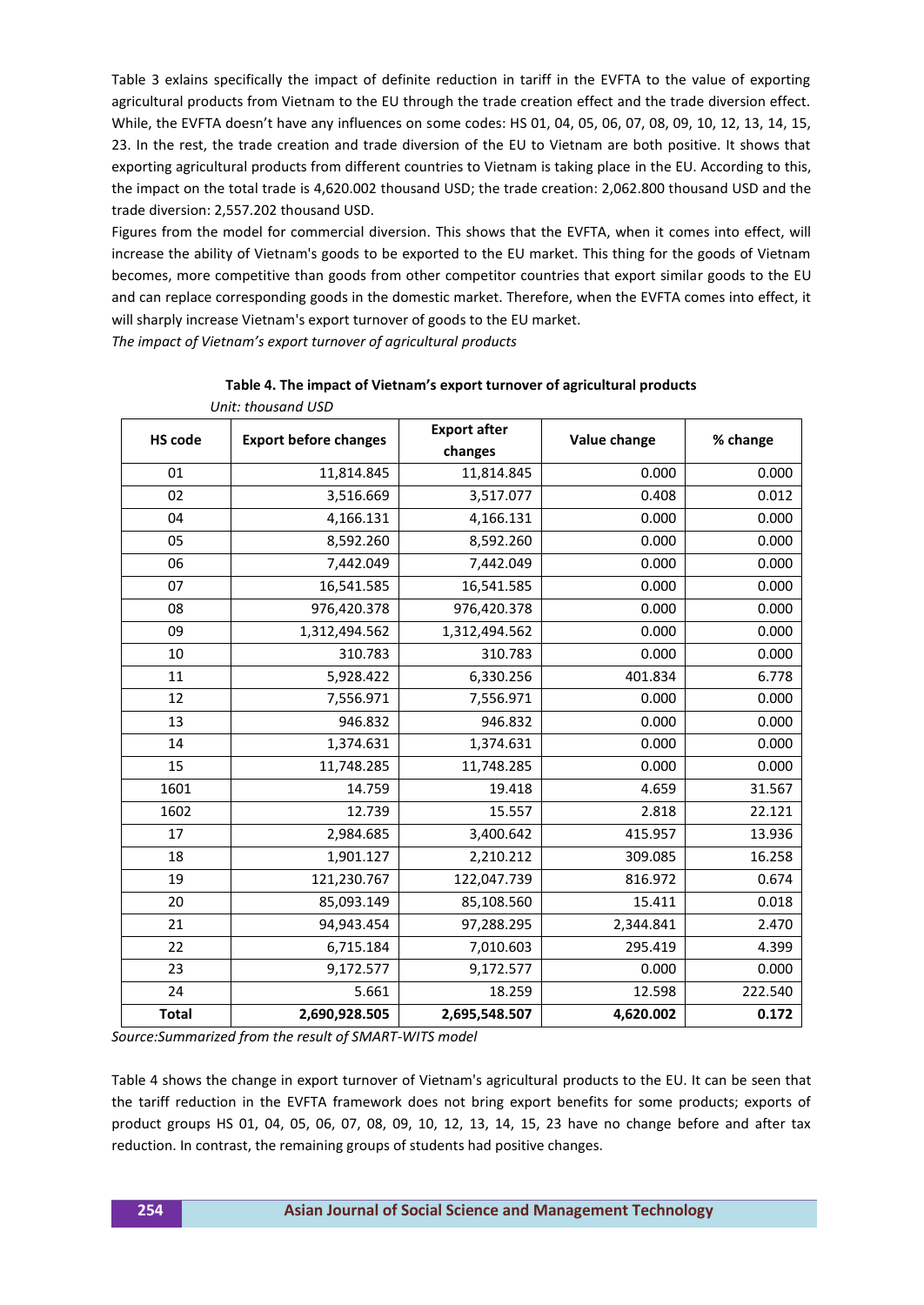Table 3 exlains specifically the impact of definite reduction in tariff in the EVFTA to the value of exporting agricultural products from Vietnam to the EU through the trade creation effect and the trade diversion effect. While, the EVFTA doesn't have any influences on some codes: HS 01, 04, 05, 06, 07, 08, 09, 10, 12, 13, 14, 15, 23. In the rest, the trade creation and trade diversion of the EU to Vietnam are both positive. It shows that exporting agricultural products from different countries to Vietnam is taking place in the EU. According to this, the impact on the total trade is 4,620.002 thousand USD; the trade creation: 2,062.800 thousand USD and the trade diversion: 2,557.202 thousand USD.

Figures from the model for commercial diversion. This shows that the EVFTA, when it comes into effect, will increase the ability of Vietnam's goods to be exported to the EU market. This thing for the goods of Vietnam becomes, more competitive than goods from other competitor countries that export similar goods to the EU and can replace corresponding goods in the domestic market. Therefore, when the EVFTA comes into effect, it will sharply increase Vietnam's export turnover of goods to the EU market.

*The impact of Vietnam's export turnover of agricultural products*

**Table 4. The impact of Vietnam's export turnover of agricultural products**

*Unit: thousand USD*

| HS code | Export before changes | Export after changes | Value change | % change |
|---|---|---|---|---|
| 01 | 11,814.845 | 11,814.845 | 0.000 | 0.000 |
| 02 | 3,516.669 | 3,517.077 | 0.408 | 0.012 |
| 04 | 4,166.131 | 4,166.131 | 0.000 | 0.000 |
| 05 | 8,592.260 | 8,592.260 | 0.000 | 0.000 |
| 06 | 7,442.049 | 7,442.049 | 0.000 | 0.000 |
| 07 | 16,541.585 | 16,541.585 | 0.000 | 0.000 |
| 08 | 976,420.378 | 976,420.378 | 0.000 | 0.000 |
| 09 | 1,312,494.562 | 1,312,494.562 | 0.000 | 0.000 |
| 10 | 310.783 | 310.783 | 0.000 | 0.000 |
| 11 | 5,928.422 | 6,330.256 | 401.834 | 6.778 |
| 12 | 7,556.971 | 7,556.971 | 0.000 | 0.000 |
| 13 | 946.832 | 946.832 | 0.000 | 0.000 |
| 14 | 1,374.631 | 1,374.631 | 0.000 | 0.000 |
| 15 | 11,748.285 | 11,748.285 | 0.000 | 0.000 |
| 1601 | 14.759 | 19.418 | 4.659 | 31.567 |
| 1602 | 12.739 | 15.557 | 2.818 | 22.121 |
| 17 | 2,984.685 | 3,400.642 | 415.957 | 13.936 |
| 18 | 1,901.127 | 2,210.212 | 309.085 | 16.258 |
| 19 | 121,230.767 | 122,047.739 | 816.972 | 0.674 |
| 20 | 85,093.149 | 85,108.560 | 15.411 | 0.018 |
| 21 | 94,943.454 | 97,288.295 | 2,344.841 | 2.470 |
| 22 | 6,715.184 | 7,010.603 | 295.419 | 4.399 |
| 23 | 9,172.577 | 9,172.577 | 0.000 | 0.000 |
| 24 | 5.661 | 18.259 | 12.598 | 222.540 |
| **Total** | **2,690,928.505** | **2,695,548.507** | **4,620.002** | **0.172** |

*Source:Summarized from the result of SMART-WITS model*

Table 4 shows the change in export turnover of Vietnam's agricultural products to the EU. It can be seen that the tariff reduction in the EVFTA framework does not bring export benefits for some products; exports of product groups HS 01, 04, 05, 06, 07, 08, 09, 10, 12, 13, 14, 15, 23 have no change before and after tax reduction. In contrast, the remaining groups of students had positive changes.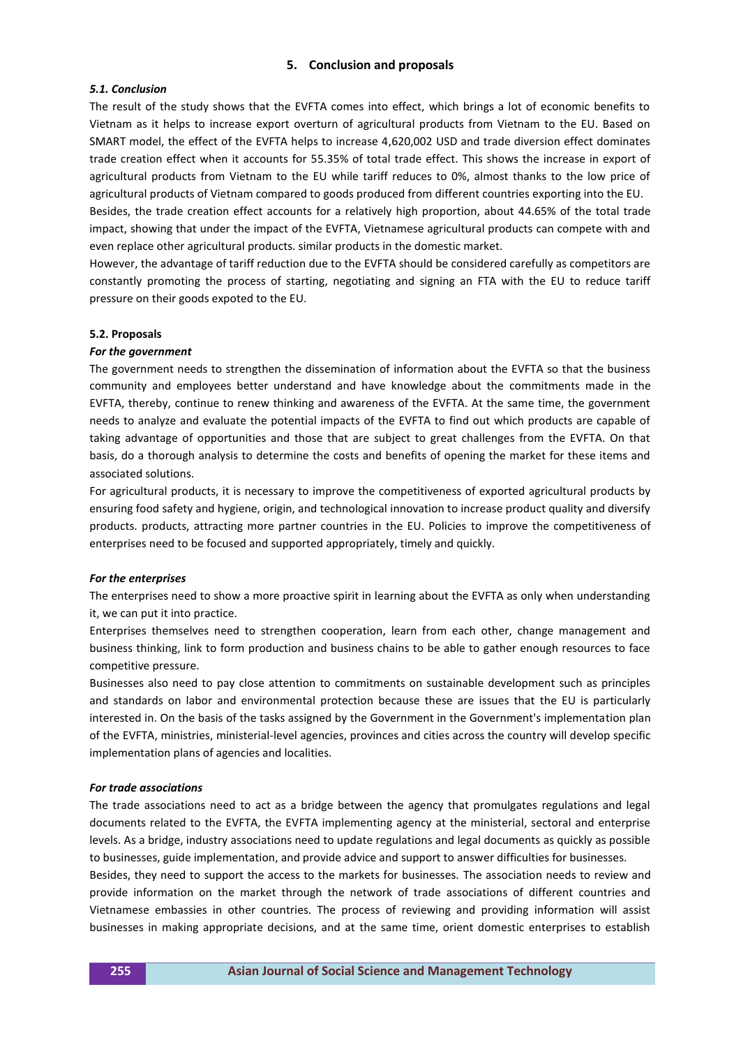## 5. Conclusion and proposals

### *5.1. Conclusion*

The result of the study shows that the EVFTA comes into effect, which brings a lot of economic benefits to Vietnam as it helps to increase export overturn of agricultural products from Vietnam to the EU. Based on SMART model, the effect of the EVFTA helps to increase 4,620,002 USD and trade diversion effect dominates trade creation effect when it accounts for 55.35% of total trade effect. This shows the increase in export of agricultural products from Vietnam to the EU while tariff reduces to 0%, almost thanks to the low price of agricultural products of Vietnam compared to goods produced from different countries exporting into the EU.

Besides, the trade creation effect accounts for a relatively high proportion, about 44.65% of the total trade impact, showing that under the impact of the EVFTA, Vietnamese agricultural products can compete with and even replace other agricultural products. similar products in the domestic market.

However, the advantage of tariff reduction due to the EVFTA should be considered carefully as competitors are constantly promoting the process of starting, negotiating and signing an FTA with the EU to reduce tariff pressure on their goods expoted to the EU.

### 5.2. Proposals

#### *For the government*

The government needs to strengthen the dissemination of information about the EVFTA so that the business community and employees better understand and have knowledge about the commitments made in the EVFTA, thereby, continue to renew thinking and awareness of the EVFTA. At the same time, the government needs to analyze and evaluate the potential impacts of the EVFTA to find out which products are capable of taking advantage of opportunities and those that are subject to great challenges from the EVFTA. On that basis, do a thorough analysis to determine the costs and benefits of opening the market for these items and associated solutions.

For agricultural products, it is necessary to improve the competitiveness of exported agricultural products by ensuring food safety and hygiene, origin, and technological innovation to increase product quality and diversify products. products, attracting more partner countries in the EU. Policies to improve the competitiveness of enterprises need to be focused and supported appropriately, timely and quickly.

#### *For the enterprises*

The enterprises need to show a more proactive spirit in learning about the EVFTA as only when understanding it, we can put it into practice.

Enterprises themselves need to strengthen cooperation, learn from each other, change management and business thinking, link to form production and business chains to be able to gather enough resources to face competitive pressure.

Businesses also need to pay close attention to commitments on sustainable development such as principles and standards on labor and environmental protection because these are issues that the EU is particularly interested in. On the basis of the tasks assigned by the Government in the Government's implementation plan of the EVFTA, ministries, ministerial-level agencies, provinces and cities across the country will develop specific implementation plans of agencies and localities.

#### *For trade associations*

The trade associations need to act as a bridge between the agency that promulgates regulations and legal documents related to the EVFTA, the EVFTA implementing agency at the ministerial, sectoral and enterprise levels. As a bridge, industry associations need to update regulations and legal documents as quickly as possible to businesses, guide implementation, and provide advice and support to answer difficulties for businesses.

Besides, they need to support the access to the markets for businesses. The association needs to review and provide information on the market through the network of trade associations of different countries and Vietnamese embassies in other countries. The process of reviewing and providing information will assist businesses in making appropriate decisions, and at the same time, orient domestic enterprises to establish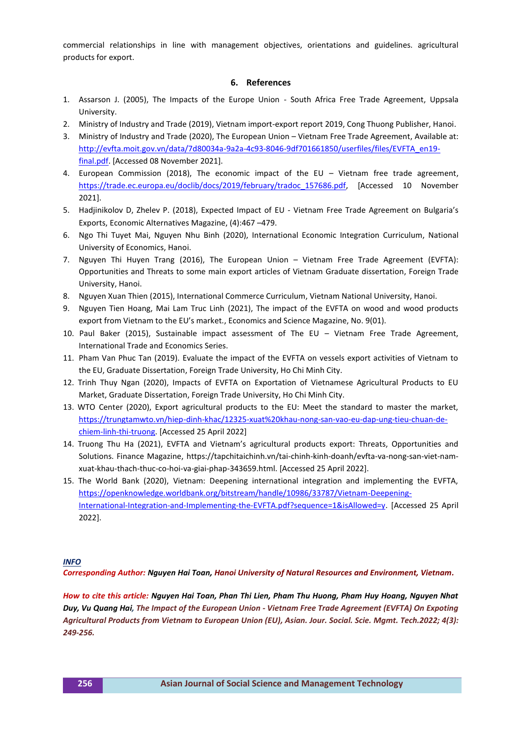commercial relationships in line with management objectives, orientations and guidelines. agricultural products for export.

## 6. References

1. Assarson J. (2005), The Impacts of the Europe Union - South Africa Free Trade Agreement, Uppsala University.
2. Ministry of Industry and Trade (2019), Vietnam import-export report 2019, Cong Thuong Publisher, Hanoi.
3. Ministry of Industry and Trade (2020), The European Union – Vietnam Free Trade Agreement, Available at: http://evfta.moit.gov.vn/data/7d80034a-9a2a-4c93-8046-9df701661850/userfiles/files/EVFTA_en19-final.pdf. [Accessed 08 November 2021].
4. European Commission (2018), The economic impact of the EU – Vietnam free trade agreement, https://trade.ec.europa.eu/doclib/docs/2019/february/tradoc_157686.pdf, [Accessed 10 November 2021].
5. Hadjinikolov D, Zhelev P. (2018), Expected Impact of EU - Vietnam Free Trade Agreement on Bulgaria's Exports, Economic Alternatives Magazine, (4):467 –479.
6. Ngo Thi Tuyet Mai, Nguyen Nhu Binh (2020), International Economic Integration Curriculum, National University of Economics, Hanoi.
7. Nguyen Thi Huyen Trang (2016), The European Union – Vietnam Free Trade Agreement (EVFTA): Opportunities and Threats to some main export articles of Vietnam Graduate dissertation, Foreign Trade University, Hanoi.
8. Nguyen Xuan Thien (2015), International Commerce Curriculum, Vietnam National University, Hanoi.
9. Nguyen Tien Hoang, Mai Lam Truc Linh (2021), The impact of the EVFTA on wood and wood products export from Vietnam to the EU's market., Economics and Science Magazine, No. 9(01).
10. Paul Baker (2015), Sustainable impact assessment of The EU – Vietnam Free Trade Agreement, International Trade and Economics Series.
11. Pham Van Phuc Tan (2019). Evaluate the impact of the EVFTA on vessels export activities of Vietnam to the EU, Graduate Dissertation, Foreign Trade University, Ho Chi Minh City.
12. Trinh Thuy Ngan (2020), Impacts of EVFTA on Exportation of Vietnamese Agricultural Products to EU Market, Graduate Dissertation, Foreign Trade University, Ho Chi Minh City.
13. WTO Center (2020), Export agricultural products to the EU: Meet the standard to master the market, https://trungtamwto.vn/hiep-dinh-khac/12325-xuat%20khau-nong-san-vao-eu-dap-ung-tieu-chuan-de-chiem-linh-thi-truong. [Accessed 25 April 2022]
14. Truong Thu Ha (2021), EVFTA and Vietnam's agricultural products export: Threats, Opportunities and Solutions. Finance Magazine, https://tapchitaichinh.vn/tai-chinh-kinh-doanh/evfta-va-nong-san-viet-nam-xuat-khau-thach-thuc-co-hoi-va-giai-phap-343659.html. [Accessed 25 April 2022].
15. The World Bank (2020), Vietnam: Deepening international integration and implementing the EVFTA, https://openknowledge.worldbank.org/bitstream/handle/10986/33787/Vietnam-Deepening-International-Integration-and-Implementing-the-EVFTA.pdf?sequence=1&isAllowed=y. [Accessed 25 April 2022].

***INFO***

***Corresponding Author:* Nguyen Hai Toan, *Hanoi University of Natural Resources and Environment, Vietnam.***

***How to cite this article:* Nguyen Hai Toan, Phan Thi Lien, Pham Thu Huong, Pham Huy Hoang, Nguyen Nhat Duy, Vu Quang Hai, *The Impact of the European Union - Vietnam Free Trade Agreement (EVFTA) On Expoting Agricultural Products from Vietnam to European Union (EU), Asian. Jour. Social. Scie. Mgmt. Tech.2022; 4(3): 249-256.***